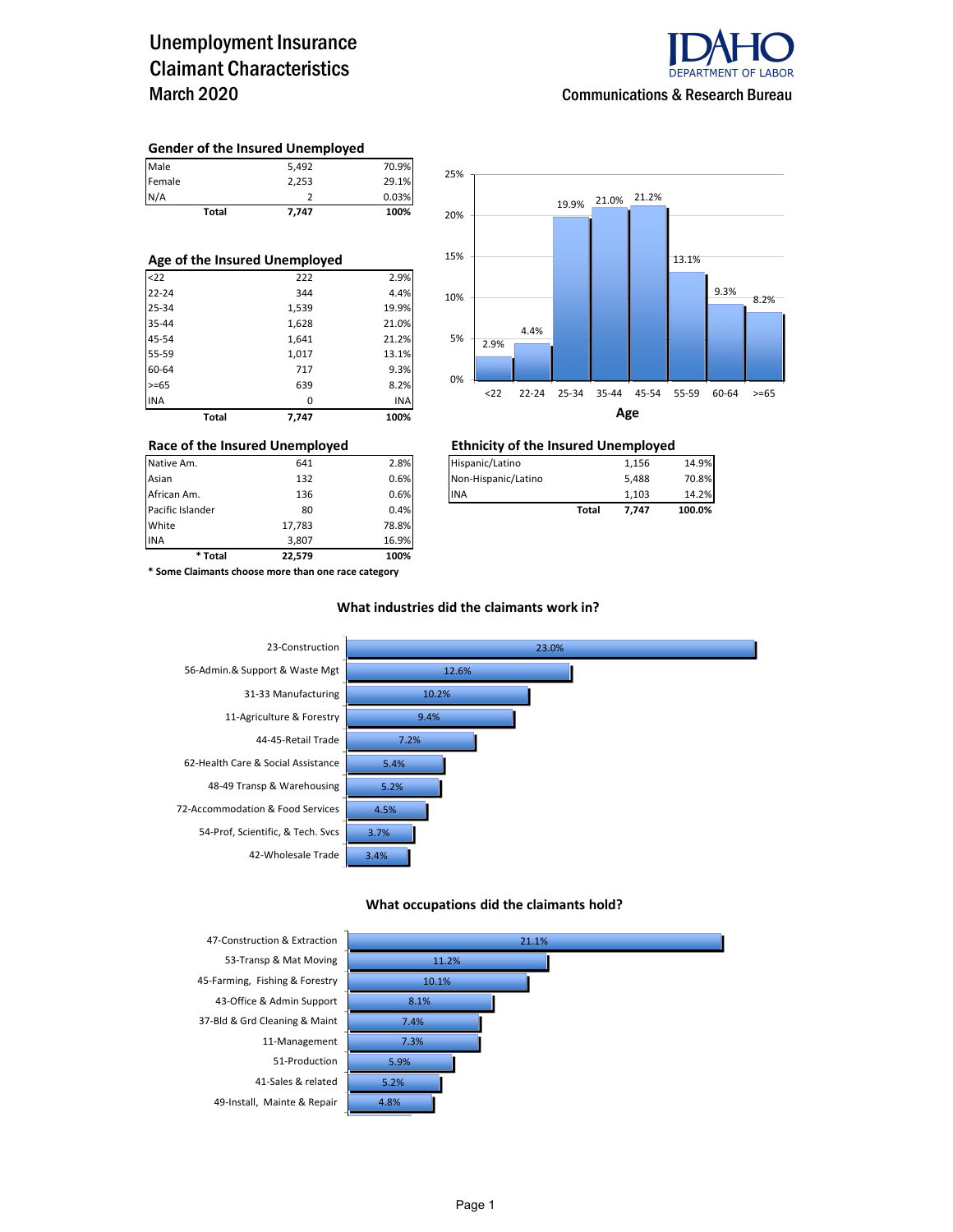# Unemployment Insurance Claimant Characteristics March 2020

IDAHO DEPARTMENT OF LABOR

Communications & Research Bureau

### Gender of the Insured Unemployed

| | | |
|---|---|---|
| Male | 5,492 | 70.9% |
| Female | 2,253 | 29.1% |
| N/A | 2 | 0.03% |
| **Total** | **7,747** | **100%** |

### Age of the Insured Unemployed

| | | |
|---|---|---|
| <22 | 222 | 2.9% |
| 22-24 | 344 | 4.4% |
| 25-34 | 1,539 | 19.9% |
| 35-44 | 1,628 | 21.0% |
| 45-54 | 1,641 | 21.2% |
| 55-59 | 1,017 | 13.1% |
| 60-64 | 717 | 9.3% |
| >=65 | 639 | 8.2% |
| INA | 0 | INA |
| **Total** | **7,747** | **100%** |

**Age**

| Age | <22 | 22-24 | 25-34 | 35-44 | 45-54 | 55-59 | 60-64 | >=65 |
|---|---|---|---|---|---|---|---|---|
| % | 2.9% | 4.4% | 19.9% | 21.0% | 21.2% | 13.1% | 9.3% | 8.2% |

### Race of the Insured Unemployed

| | | |
|---|---|---|
| Native Am. | 641 | 2.8% |
| Asian | 132 | 0.6% |
| African Am. | 136 | 0.6% |
| Pacific Islander | 80 | 0.4% |
| White | 17,783 | 78.8% |
| INA | 3,807 | 16.9% |
| *** Total** | **22,579** | **100%** |

**\* Some Claimants choose more than one race category**

### Ethnicity of the Insured Unemployed

| | | |
|---|---|---|
| Hispanic/Latino | 1,156 | 14.9% |
| Non-Hispanic/Latino | 5,488 | 70.8% |
| INA | 1,103 | 14.2% |
| **Total** | **7,747** | **100.0%** |

### What industries did the claimants work in?

| Industry | % |
|---|---|
| 23-Construction | 23.0% |
| 56-Admin.& Support & Waste Mgt | 12.6% |
| 31-33 Manufacturing | 10.2% |
| 11-Agriculture & Forestry | 9.4% |
| 44-45-Retail Trade | 7.2% |
| 62-Health Care & Social Assistance | 5.4% |
| 48-49 Transp & Warehousing | 5.2% |
| 72-Accommodation & Food Services | 4.5% |
| 54-Prof, Scientific, & Tech. Svcs | 3.7% |
| 42-Wholesale Trade | 3.4% |

### What occupations did the claimants hold?

| Occupation | % |
|---|---|
| 47-Construction & Extraction | 21.1% |
| 53-Transp & Mat Moving | 11.2% |
| 45-Farming, Fishing & Forestry | 10.1% |
| 43-Office & Admin Support | 8.1% |
| 37-Bld & Grd Cleaning & Maint | 7.4% |
| 11-Management | 7.3% |
| 51-Production | 5.9% |
| 41-Sales & related | 5.2% |
| 49-Install, Mainte & Repair | 4.8% |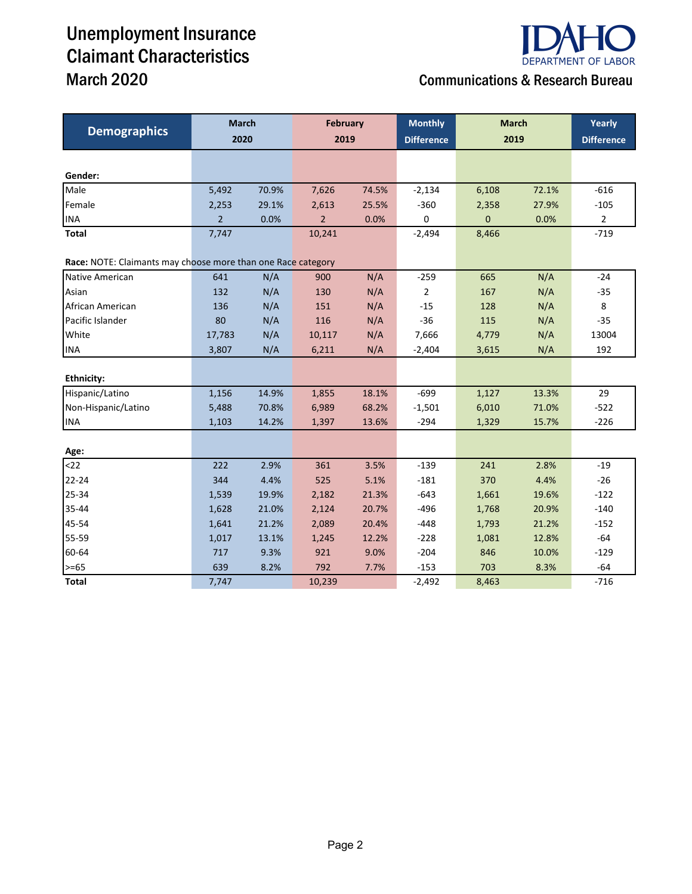# Unemployment Insurance Claimant Characteristics

## March 2020

**Communications & Research Bureau**

| Demographics | March 2020 | | February 2019 | | Monthly Difference | March 2019 | | Yearly Difference |
|---|---|---|---|---|---|---|---|---|
| **Gender:** | | | | | | | | |
| Male | 5,492 | 70.9% | 7,626 | 74.5% | -2,134 | 6,108 | 72.1% | -616 |
| Female | 2,253 | 29.1% | 2,613 | 25.5% | -360 | 2,358 | 27.9% | -105 |
| INA | 2 | 0.0% | 2 | 0.0% | 0 | 0 | 0.0% | 2 |
| **Total** | 7,747 | | 10,241 | | -2,494 | 8,466 | | -719 |
| **Race:** NOTE: Claimants may choose more than one Race category | | | | | | | | |
| Native American | 641 | N/A | 900 | N/A | -259 | 665 | N/A | -24 |
| Asian | 132 | N/A | 130 | N/A | 2 | 167 | N/A | -35 |
| African American | 136 | N/A | 151 | N/A | -15 | 128 | N/A | 8 |
| Pacific Islander | 80 | N/A | 116 | N/A | -36 | 115 | N/A | -35 |
| White | 17,783 | N/A | 10,117 | N/A | 7,666 | 4,779 | N/A | 13004 |
| INA | 3,807 | N/A | 6,211 | N/A | -2,404 | 3,615 | N/A | 192 |
| **Ethnicity:** | | | | | | | | |
| Hispanic/Latino | 1,156 | 14.9% | 1,855 | 18.1% | -699 | 1,127 | 13.3% | 29 |
| Non-Hispanic/Latino | 5,488 | 70.8% | 6,989 | 68.2% | -1,501 | 6,010 | 71.0% | -522 |
| INA | 1,103 | 14.2% | 1,397 | 13.6% | -294 | 1,329 | 15.7% | -226 |
| **Age:** | | | | | | | | |
| <22 | 222 | 2.9% | 361 | 3.5% | -139 | 241 | 2.8% | -19 |
| 22-24 | 344 | 4.4% | 525 | 5.1% | -181 | 370 | 4.4% | -26 |
| 25-34 | 1,539 | 19.9% | 2,182 | 21.3% | -643 | 1,661 | 19.6% | -122 |
| 35-44 | 1,628 | 21.0% | 2,124 | 20.7% | -496 | 1,768 | 20.9% | -140 |
| 45-54 | 1,641 | 21.2% | 2,089 | 20.4% | -448 | 1,793 | 21.2% | -152 |
| 55-59 | 1,017 | 13.1% | 1,245 | 12.2% | -228 | 1,081 | 12.8% | -64 |
| 60-64 | 717 | 9.3% | 921 | 9.0% | -204 | 846 | 10.0% | -129 |
| >=65 | 639 | 8.2% | 792 | 7.7% | -153 | 703 | 8.3% | -64 |
| **Total** | 7,747 | | 10,239 | | -2,492 | 8,463 | | -716 |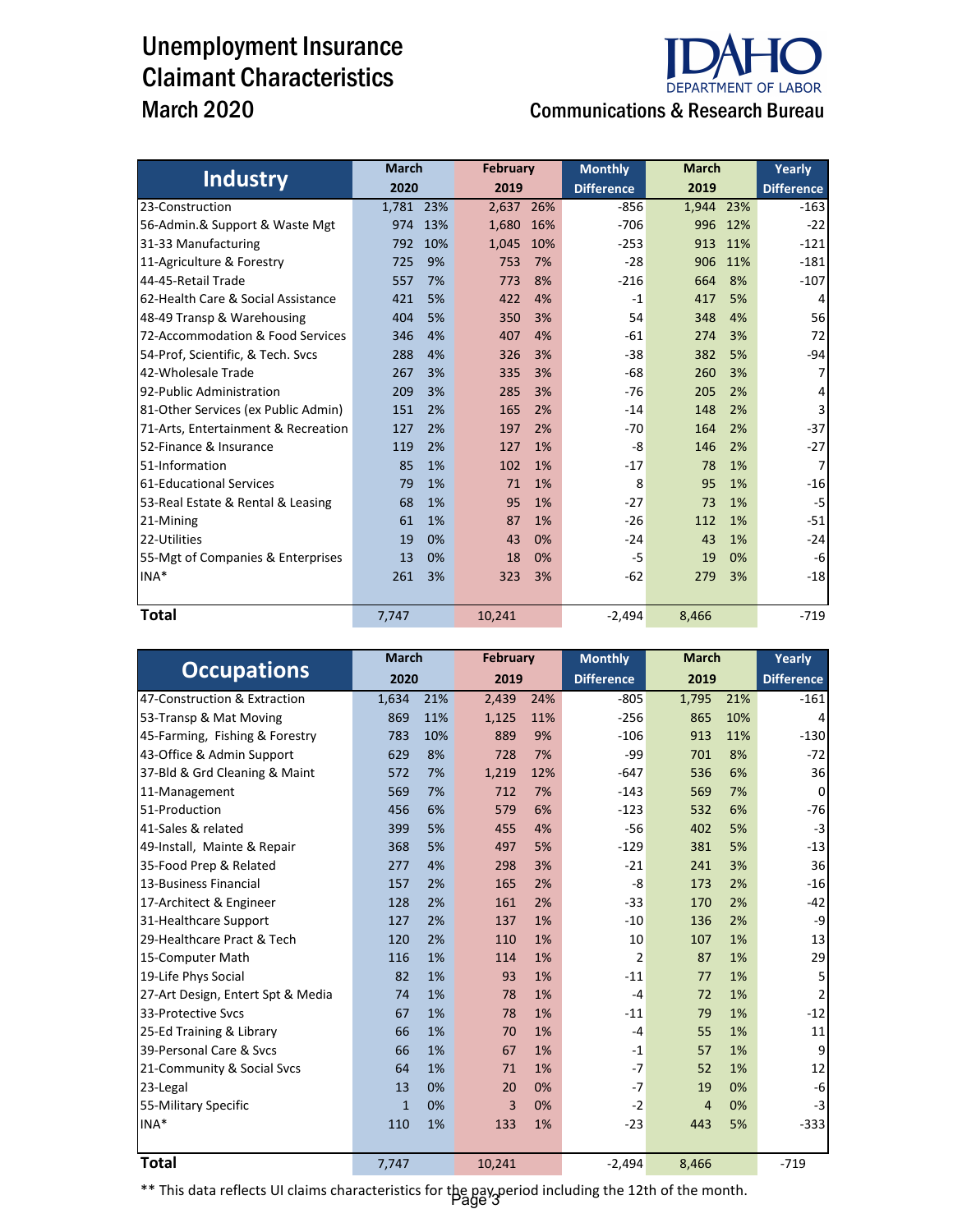# Unemployment Insurance Claimant Characteristics
## March 2020

IDAHO DEPARTMENT OF LABOR

Communications & Research Bureau

| Industry | March 2020 | | February 2019 | | Monthly Difference | March 2019 | | Yearly Difference |
|---|---|---|---|---|---|---|---|---|
| 23-Construction | 1,781 | 23% | 2,637 | 26% | -856 | 1,944 | 23% | -163 |
| 56-Admin.& Support & Waste Mgt | 974 | 13% | 1,680 | 16% | -706 | 996 | 12% | -22 |
| 31-33 Manufacturing | 792 | 10% | 1,045 | 10% | -253 | 913 | 11% | -121 |
| 11-Agriculture & Forestry | 725 | 9% | 753 | 7% | -28 | 906 | 11% | -181 |
| 44-45-Retail Trade | 557 | 7% | 773 | 8% | -216 | 664 | 8% | -107 |
| 62-Health Care & Social Assistance | 421 | 5% | 422 | 4% | -1 | 417 | 5% | 4 |
| 48-49 Transp & Warehousing | 404 | 5% | 350 | 3% | 54 | 348 | 4% | 56 |
| 72-Accommodation & Food Services | 346 | 4% | 407 | 4% | -61 | 274 | 3% | 72 |
| 54-Prof, Scientific, & Tech. Svcs | 288 | 4% | 326 | 3% | -38 | 382 | 5% | -94 |
| 42-Wholesale Trade | 267 | 3% | 335 | 3% | -68 | 260 | 3% | 7 |
| 92-Public Administration | 209 | 3% | 285 | 3% | -76 | 205 | 2% | 4 |
| 81-Other Services (ex Public Admin) | 151 | 2% | 165 | 2% | -14 | 148 | 2% | 3 |
| 71-Arts, Entertainment & Recreation | 127 | 2% | 197 | 2% | -70 | 164 | 2% | -37 |
| 52-Finance & Insurance | 119 | 2% | 127 | 1% | -8 | 146 | 2% | -27 |
| 51-Information | 85 | 1% | 102 | 1% | -17 | 78 | 1% | 7 |
| 61-Educational Services | 79 | 1% | 71 | 1% | 8 | 95 | 1% | -16 |
| 53-Real Estate & Rental & Leasing | 68 | 1% | 95 | 1% | -27 | 73 | 1% | -5 |
| 21-Mining | 61 | 1% | 87 | 1% | -26 | 112 | 1% | -51 |
| 22-Utilities | 19 | 0% | 43 | 0% | -24 | 43 | 1% | -24 |
| 55-Mgt of Companies & Enterprises | 13 | 0% | 18 | 0% | -5 | 19 | 0% | -6 |
| INA* | 261 | 3% | 323 | 3% | -62 | 279 | 3% | -18 |
| **Total** | 7,747 | | 10,241 | | -2,494 | 8,466 | | -719 |

| Occupations | March 2020 | | February 2019 | | Monthly Difference | March 2019 | | Yearly Difference |
|---|---|---|---|---|---|---|---|---|
| 47-Construction & Extraction | 1,634 | 21% | 2,439 | 24% | -805 | 1,795 | 21% | -161 |
| 53-Transp & Mat Moving | 869 | 11% | 1,125 | 11% | -256 | 865 | 10% | 4 |
| 45-Farming, Fishing & Forestry | 783 | 10% | 889 | 9% | -106 | 913 | 11% | -130 |
| 43-Office & Admin Support | 629 | 8% | 728 | 7% | -99 | 701 | 8% | -72 |
| 37-Bld & Grd Cleaning & Maint | 572 | 7% | 1,219 | 12% | -647 | 536 | 6% | 36 |
| 11-Management | 569 | 7% | 712 | 7% | -143 | 569 | 7% | 0 |
| 51-Production | 456 | 6% | 579 | 6% | -123 | 532 | 6% | -76 |
| 41-Sales & related | 399 | 5% | 455 | 4% | -56 | 402 | 5% | -3 |
| 49-Install, Mainte & Repair | 368 | 5% | 497 | 5% | -129 | 381 | 5% | -13 |
| 35-Food Prep & Related | 277 | 4% | 298 | 3% | -21 | 241 | 3% | 36 |
| 13-Business Financial | 157 | 2% | 165 | 2% | -8 | 173 | 2% | -16 |
| 17-Architect & Engineer | 128 | 2% | 161 | 2% | -33 | 170 | 2% | -42 |
| 31-Healthcare Support | 127 | 2% | 137 | 1% | -10 | 136 | 2% | -9 |
| 29-Healthcare Pract & Tech | 120 | 2% | 110 | 1% | 10 | 107 | 1% | 13 |
| 15-Computer Math | 116 | 1% | 114 | 1% | 2 | 87 | 1% | 29 |
| 19-Life Phys Social | 82 | 1% | 93 | 1% | -11 | 77 | 1% | 5 |
| 27-Art Design, Entert Spt & Media | 74 | 1% | 78 | 1% | -4 | 72 | 1% | 2 |
| 33-Protective Svcs | 67 | 1% | 78 | 1% | -11 | 79 | 1% | -12 |
| 25-Ed Training & Library | 66 | 1% | 70 | 1% | -4 | 55 | 1% | 11 |
| 39-Personal Care & Svcs | 66 | 1% | 67 | 1% | -1 | 57 | 1% | 9 |
| 21-Community & Social Svcs | 64 | 1% | 71 | 1% | -7 | 52 | 1% | 12 |
| 23-Legal | 13 | 0% | 20 | 0% | -7 | 19 | 0% | -6 |
| 55-Military Specific | 1 | 0% | 3 | 0% | -2 | 4 | 0% | -3 |
| INA* | 110 | 1% | 133 | 1% | -23 | 443 | 5% | -333 |
| **Total** | 7,747 | | 10,241 | | -2,494 | 8,466 | | -719 |

** This data reflects UI claims characteristics for the pay period including the 12th of the month.